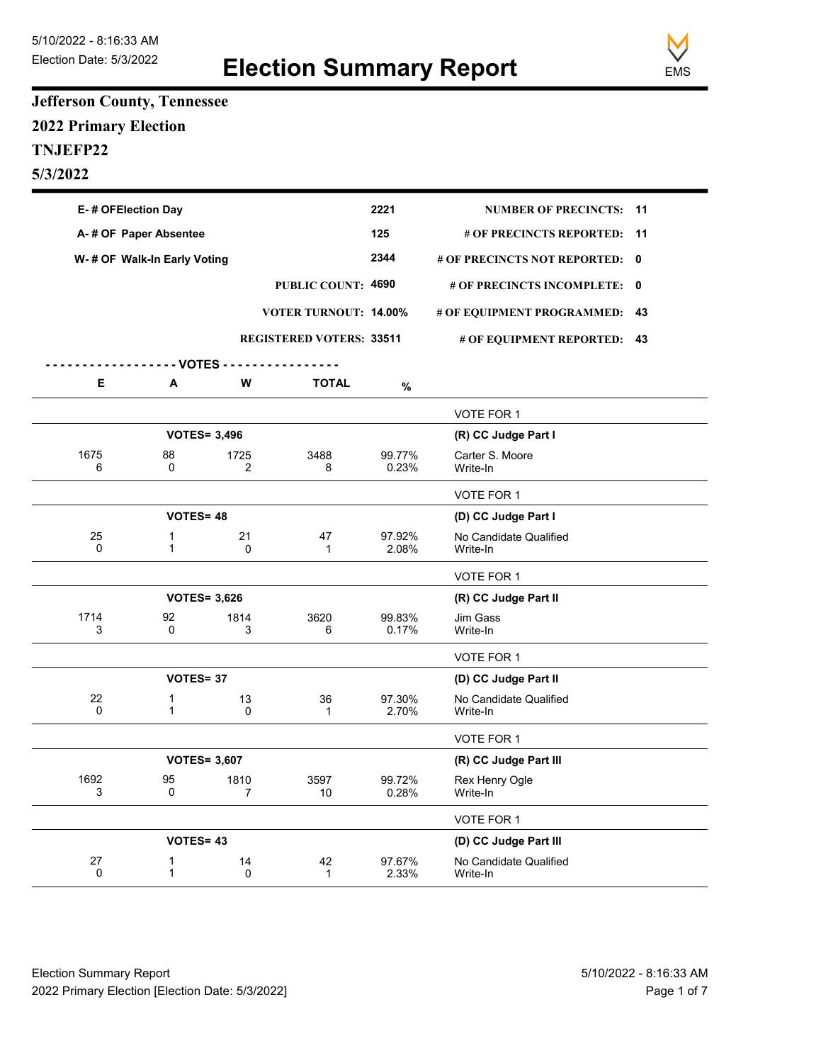5/10/2022 - 8:16:33 AM
Election Date: 5/3/2022

# Election Summary Report

EMS

## Jefferson County, Tennessee

## 2022 Primary Election

## TNJEFP22

## 5/3/2022

| | | | |
|---|---|---|---|
| E- # OFElection Day | 2221 | NUMBER OF PRECINCTS: | 11 |
| A- # OF Paper Absentee | 125 | # OF PRECINCTS REPORTED: | 11 |
| W- # OF Walk-In Early Voting | 2344 | # OF PRECINCTS NOT REPORTED: | 0 |
| PUBLIC COUNT: | 4690 | # OF PRECINCTS INCOMPLETE: | 0 |
| VOTER TURNOUT: | 14.00% | # OF EQUIPMENT PROGRAMMED: | 43 |
| REGISTERED VOTERS: | 33511 | # OF EQUIPMENT REPORTED: | 43 |

**VOTE FOR 1 — (R) CC Judge Part I — VOTES= 3,496**

| E | A | W | TOTAL | % | Candidate |
|---|---|---|---|---|---|
| 1675 | 88 | 1725 | 3488 | 99.77% | Carter S. Moore |
| 6 | 0 | 2 | 8 | 0.23% | Write-In |

**VOTE FOR 1 — (D) CC Judge Part I — VOTES= 48**

| E | A | W | TOTAL | % | Candidate |
|---|---|---|---|---|---|
| 25 | 1 | 21 | 47 | 97.92% | No Candidate Qualified |
| 0 | 1 | 0 | 1 | 2.08% | Write-In |

**VOTE FOR 1 — (R) CC Judge Part II — VOTES= 3,626**

| E | A | W | TOTAL | % | Candidate |
|---|---|---|---|---|---|
| 1714 | 92 | 1814 | 3620 | 99.83% | Jim Gass |
| 3 | 0 | 3 | 6 | 0.17% | Write-In |

**VOTE FOR 1 — (D) CC Judge Part II — VOTES= 37**

| E | A | W | TOTAL | % | Candidate |
|---|---|---|---|---|---|
| 22 | 1 | 13 | 36 | 97.30% | No Candidate Qualified |
| 0 | 1 | 0 | 1 | 2.70% | Write-In |

**VOTE FOR 1 — (R) CC Judge Part III — VOTES= 3,607**

| E | A | W | TOTAL | % | Candidate |
|---|---|---|---|---|---|
| 1692 | 95 | 1810 | 3597 | 99.72% | Rex Henry Ogle |
| 3 | 0 | 7 | 10 | 0.28% | Write-In |

**VOTE FOR 1 — (D) CC Judge Part III — VOTES= 43**

| E | A | W | TOTAL | % | Candidate |
|---|---|---|---|---|---|
| 27 | 1 | 14 | 42 | 97.67% | No Candidate Qualified |
| 0 | 1 | 0 | 1 | 2.33% | Write-In |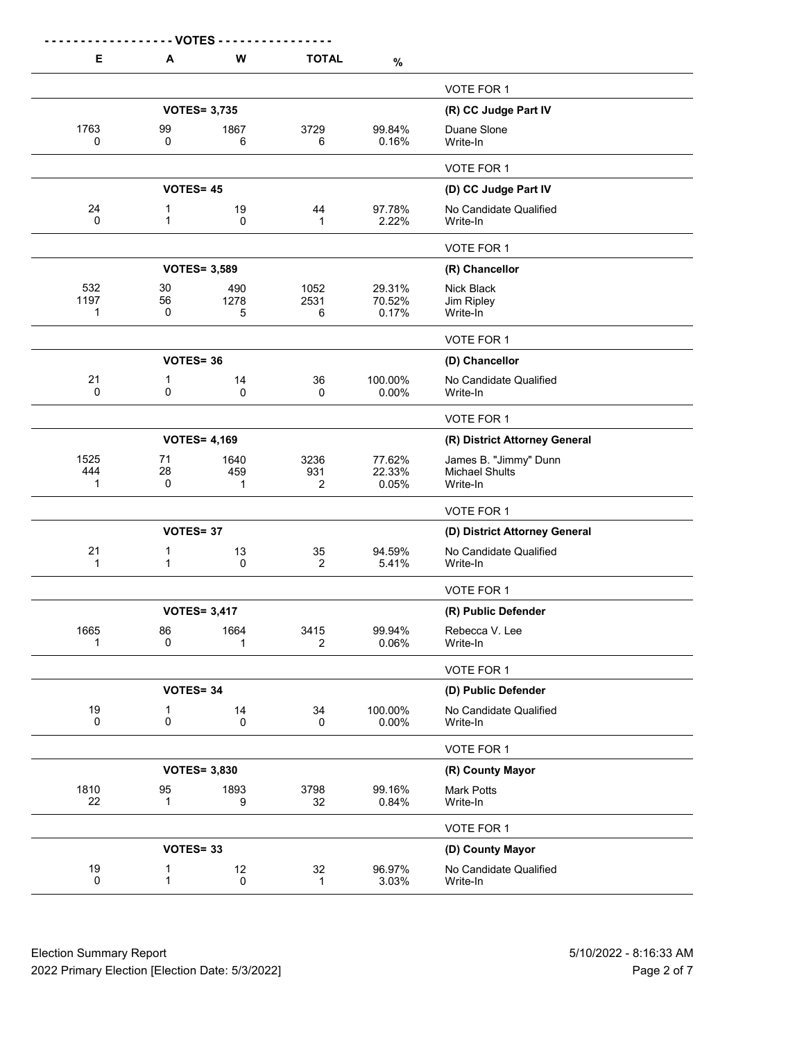| VOTES | | | | | |
|---|---|---|---|---|---|
| E | A | W | TOTAL | % | |
| | | | | | VOTE FOR 1 |
| | VOTES= 3,735 | | | | **(R) CC Judge Part IV** |
| 1763 | 99 | 1867 | 3729 | 99.84% | Duane Slone |
| 0 | 0 | 6 | 6 | 0.16% | Write-In |
| | | | | | VOTE FOR 1 |
| | VOTES= 45 | | | | **(D) CC Judge Part IV** |
| 24 | 1 | 19 | 44 | 97.78% | No Candidate Qualified |
| 0 | 1 | 0 | 1 | 2.22% | Write-In |
| | | | | | VOTE FOR 1 |
| | VOTES= 3,589 | | | | **(R) Chancellor** |
| 532 | 30 | 490 | 1052 | 29.31% | Nick Black |
| 1197 | 56 | 1278 | 2531 | 70.52% | Jim Ripley |
| 1 | 0 | 5 | 6 | 0.17% | Write-In |
| | | | | | VOTE FOR 1 |
| | VOTES= 36 | | | | **(D) Chancellor** |
| 21 | 1 | 14 | 36 | 100.00% | No Candidate Qualified |
| 0 | 0 | 0 | 0 | 0.00% | Write-In |
| | | | | | VOTE FOR 1 |
| | VOTES= 4,169 | | | | **(R) District Attorney General** |
| 1525 | 71 | 1640 | 3236 | 77.62% | James B. "Jimmy" Dunn |
| 444 | 28 | 459 | 931 | 22.33% | Michael Shults |
| 1 | 0 | 1 | 2 | 0.05% | Write-In |
| | | | | | VOTE FOR 1 |
| | VOTES= 37 | | | | **(D) District Attorney General** |
| 21 | 1 | 13 | 35 | 94.59% | No Candidate Qualified |
| 1 | 1 | 0 | 2 | 5.41% | Write-In |
| | | | | | VOTE FOR 1 |
| | VOTES= 3,417 | | | | **(R) Public Defender** |
| 1665 | 86 | 1664 | 3415 | 99.94% | Rebecca V. Lee |
| 1 | 0 | 1 | 2 | 0.06% | Write-In |
| | | | | | VOTE FOR 1 |
| | VOTES= 34 | | | | **(D) Public Defender** |
| 19 | 1 | 14 | 34 | 100.00% | No Candidate Qualified |
| 0 | 0 | 0 | 0 | 0.00% | Write-In |
| | | | | | VOTE FOR 1 |
| | VOTES= 3,830 | | | | **(R) County Mayor** |
| 1810 | 95 | 1893 | 3798 | 99.16% | Mark Potts |
| 22 | 1 | 9 | 32 | 0.84% | Write-In |
| | | | | | VOTE FOR 1 |
| | VOTES= 33 | | | | **(D) County Mayor** |
| 19 | 1 | 12 | 32 | 96.97% | No Candidate Qualified |
| 0 | 1 | 0 | 1 | 3.03% | Write-In |

Election Summary Report
2022 Primary Election [Election Date: 5/3/2022]

5/10/2022 - 8:16:33 AM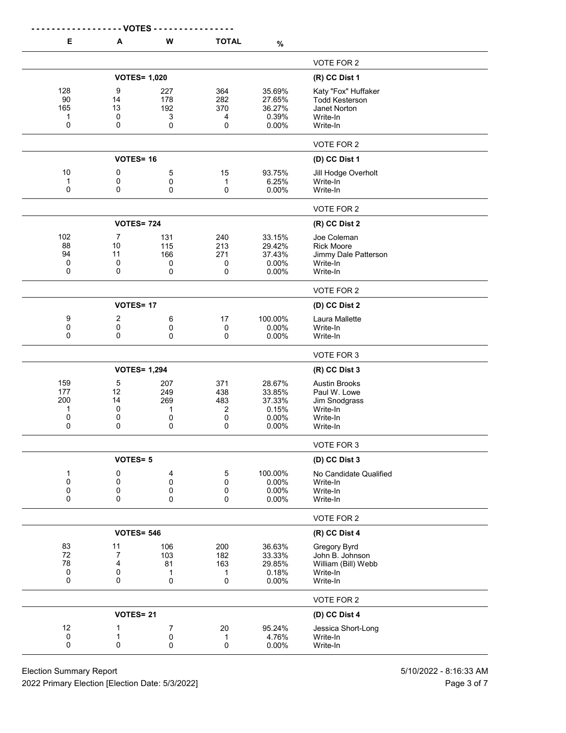## (R) CC Dist 1

VOTE FOR 2 — VOTES= 1,020

| E | A | W | TOTAL | % | Candidate |
|---|---|---|---|---|---|
| 128 | 9 | 227 | 364 | 35.69% | Katy "Fox" Huffaker |
| 90 | 14 | 178 | 282 | 27.65% | Todd Kesterson |
| 165 | 13 | 192 | 370 | 36.27% | Janet Norton |
| 1 | 0 | 3 | 4 | 0.39% | Write-In |
| 0 | 0 | 0 | 0 | 0.00% | Write-In |

## (D) CC Dist 1

VOTE FOR 2 — VOTES= 16

| E | A | W | TOTAL | % | Candidate |
|---|---|---|---|---|---|
| 10 | 0 | 5 | 15 | 93.75% | Jill Hodge Overholt |
| 1 | 0 | 0 | 1 | 6.25% | Write-In |
| 0 | 0 | 0 | 0 | 0.00% | Write-In |

## (R) CC Dist 2

VOTE FOR 2 — VOTES= 724

| E | A | W | TOTAL | % | Candidate |
|---|---|---|---|---|---|
| 102 | 7 | 131 | 240 | 33.15% | Joe Coleman |
| 88 | 10 | 115 | 213 | 29.42% | Rick Moore |
| 94 | 11 | 166 | 271 | 37.43% | Jimmy Dale Patterson |
| 0 | 0 | 0 | 0 | 0.00% | Write-In |
| 0 | 0 | 0 | 0 | 0.00% | Write-In |

## (D) CC Dist 2

VOTE FOR 2 — VOTES= 17

| E | A | W | TOTAL | % | Candidate |
|---|---|---|---|---|---|
| 9 | 2 | 6 | 17 | 100.00% | Laura Mallette |
| 0 | 0 | 0 | 0 | 0.00% | Write-In |
| 0 | 0 | 0 | 0 | 0.00% | Write-In |

## (R) CC Dist 3

VOTE FOR 3 — VOTES= 1,294

| E | A | W | TOTAL | % | Candidate |
|---|---|---|---|---|---|
| 159 | 5 | 207 | 371 | 28.67% | Austin Brooks |
| 177 | 12 | 249 | 438 | 33.85% | Paul W. Lowe |
| 200 | 14 | 269 | 483 | 37.33% | Jim Snodgrass |
| 1 | 0 | 1 | 2 | 0.15% | Write-In |
| 0 | 0 | 0 | 0 | 0.00% | Write-In |
| 0 | 0 | 0 | 0 | 0.00% | Write-In |

## (D) CC Dist 3

VOTE FOR 3 — VOTES= 5

| E | A | W | TOTAL | % | Candidate |
|---|---|---|---|---|---|
| 1 | 0 | 4 | 5 | 100.00% | No Candidate Qualified |
| 0 | 0 | 0 | 0 | 0.00% | Write-In |
| 0 | 0 | 0 | 0 | 0.00% | Write-In |
| 0 | 0 | 0 | 0 | 0.00% | Write-In |

## (R) CC Dist 4

VOTE FOR 2 — VOTES= 546

| E | A | W | TOTAL | % | Candidate |
|---|---|---|---|---|---|
| 83 | 11 | 106 | 200 | 36.63% | Gregory Byrd |
| 72 | 7 | 103 | 182 | 33.33% | John B. Johnson |
| 78 | 4 | 81 | 163 | 29.85% | William (Bill) Webb |
| 0 | 0 | 1 | 1 | 0.18% | Write-In |
| 0 | 0 | 0 | 0 | 0.00% | Write-In |

## (D) CC Dist 4

VOTE FOR 2 — VOTES= 21

| E | A | W | TOTAL | % | Candidate |
|---|---|---|---|---|---|
| 12 | 1 | 7 | 20 | 95.24% | Jessica Short-Long |
| 0 | 1 | 0 | 1 | 4.76% | Write-In |
| 0 | 0 | 0 | 0 | 0.00% | Write-In |

Election Summary Report
2022 Primary Election [Election Date: 5/3/2022]
5/10/2022 - 8:16:33 AM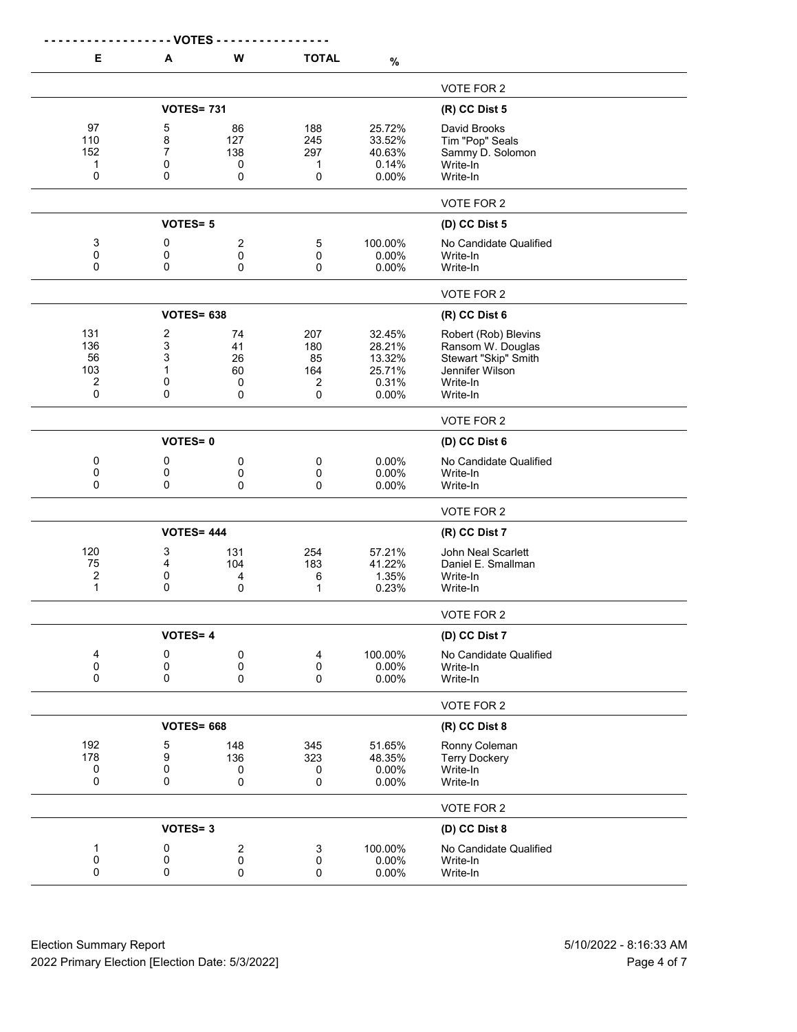| E | A | W | TOTAL | % | |
|---|---|---|---|---|---|
| | | | | | VOTE FOR 2 |
| | VOTES= 731 | | | | **(R) CC Dist 5** |
| 97 | 5 | 86 | 188 | 25.72% | David Brooks |
| 110 | 8 | 127 | 245 | 33.52% | Tim "Pop" Seals |
| 152 | 7 | 138 | 297 | 40.63% | Sammy D. Solomon |
| 1 | 0 | 0 | 1 | 0.14% | Write-In |
| 0 | 0 | 0 | 0 | 0.00% | Write-In |
| | | | | | VOTE FOR 2 |
| | VOTES= 5 | | | | **(D) CC Dist 5** |
| 3 | 0 | 2 | 5 | 100.00% | No Candidate Qualified |
| 0 | 0 | 0 | 0 | 0.00% | Write-In |
| 0 | 0 | 0 | 0 | 0.00% | Write-In |
| | | | | | VOTE FOR 2 |
| | VOTES= 638 | | | | **(R) CC Dist 6** |
| 131 | 2 | 74 | 207 | 32.45% | Robert (Rob) Blevins |
| 136 | 3 | 41 | 180 | 28.21% | Ransom W. Douglas |
| 56 | 3 | 26 | 85 | 13.32% | Stewart "Skip" Smith |
| 103 | 1 | 60 | 164 | 25.71% | Jennifer Wilson |
| 2 | 0 | 0 | 2 | 0.31% | Write-In |
| 0 | 0 | 0 | 0 | 0.00% | Write-In |
| | | | | | VOTE FOR 2 |
| | VOTES= 0 | | | | **(D) CC Dist 6** |
| 0 | 0 | 0 | 0 | 0.00% | No Candidate Qualified |
| 0 | 0 | 0 | 0 | 0.00% | Write-In |
| 0 | 0 | 0 | 0 | 0.00% | Write-In |
| | | | | | VOTE FOR 2 |
| | VOTES= 444 | | | | **(R) CC Dist 7** |
| 120 | 3 | 131 | 254 | 57.21% | John Neal Scarlett |
| 75 | 4 | 104 | 183 | 41.22% | Daniel E. Smallman |
| 2 | 0 | 4 | 6 | 1.35% | Write-In |
| 1 | 0 | 0 | 1 | 0.23% | Write-In |
| | | | | | VOTE FOR 2 |
| | VOTES= 4 | | | | **(D) CC Dist 7** |
| 4 | 0 | 0 | 4 | 100.00% | No Candidate Qualified |
| 0 | 0 | 0 | 0 | 0.00% | Write-In |
| 0 | 0 | 0 | 0 | 0.00% | Write-In |
| | | | | | VOTE FOR 2 |
| | VOTES= 668 | | | | **(R) CC Dist 8** |
| 192 | 5 | 148 | 345 | 51.65% | Ronny Coleman |
| 178 | 9 | 136 | 323 | 48.35% | Terry Dockery |
| 0 | 0 | 0 | 0 | 0.00% | Write-In |
| 0 | 0 | 0 | 0 | 0.00% | Write-In |
| | | | | | VOTE FOR 2 |
| | VOTES= 3 | | | | **(D) CC Dist 8** |
| 1 | 0 | 2 | 3 | 100.00% | No Candidate Qualified |
| 0 | 0 | 0 | 0 | 0.00% | Write-In |
| 0 | 0 | 0 | 0 | 0.00% | Write-In |

Election Summary Report
2022 Primary Election [Election Date: 5/3/2022]

5/10/2022 - 8:16:33 AM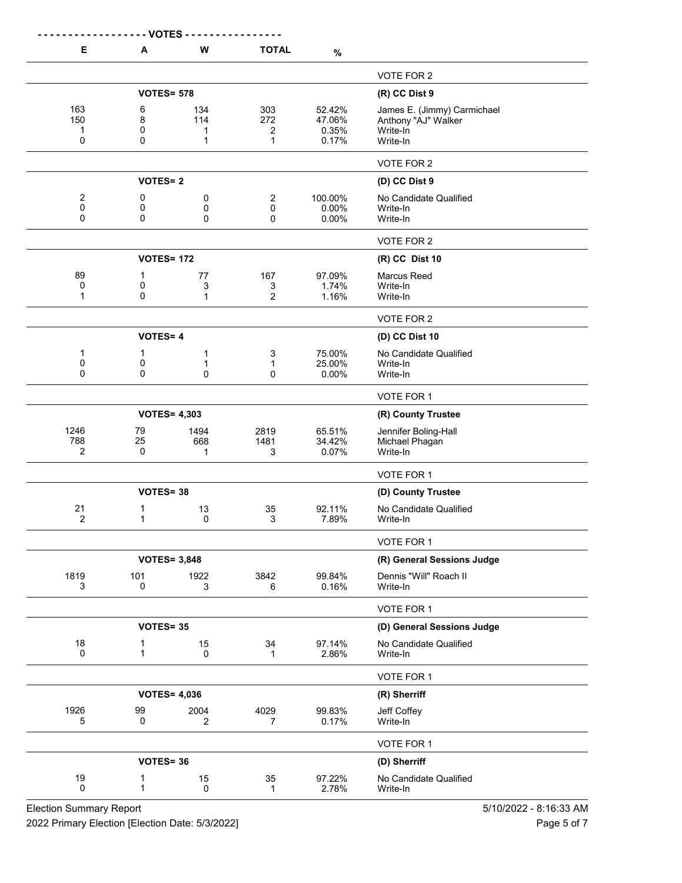| E | A | W | TOTAL | % | |
|---|---|---|---|---|---|
| | | | | | VOTE FOR 2 |
| | VOTES= 578 | | | | **(R) CC Dist 9** |
| 163 | 6 | 134 | 303 | 52.42% | James E. (Jimmy) Carmichael |
| 150 | 8 | 114 | 272 | 47.06% | Anthony "AJ" Walker |
| 1 | 0 | 1 | 2 | 0.35% | Write-In |
| 0 | 0 | 1 | 1 | 0.17% | Write-In |
| | | | | | VOTE FOR 2 |
| | VOTES= 2 | | | | **(D) CC Dist 9** |
| 2 | 0 | 0 | 2 | 100.00% | No Candidate Qualified |
| 0 | 0 | 0 | 0 | 0.00% | Write-In |
| 0 | 0 | 0 | 0 | 0.00% | Write-In |
| | | | | | VOTE FOR 2 |
| | VOTES= 172 | | | | **(R) CC Dist 10** |
| 89 | 1 | 77 | 167 | 97.09% | Marcus Reed |
| 0 | 0 | 3 | 3 | 1.74% | Write-In |
| 1 | 0 | 1 | 2 | 1.16% | Write-In |
| | | | | | VOTE FOR 2 |
| | VOTES= 4 | | | | **(D) CC Dist 10** |
| 1 | 1 | 1 | 3 | 75.00% | No Candidate Qualified |
| 0 | 0 | 1 | 1 | 25.00% | Write-In |
| 0 | 0 | 0 | 0 | 0.00% | Write-In |
| | | | | | VOTE FOR 1 |
| | VOTES= 4,303 | | | | **(R) County Trustee** |
| 1246 | 79 | 1494 | 2819 | 65.51% | Jennifer Boling-Hall |
| 788 | 25 | 668 | 1481 | 34.42% | Michael Phagan |
| 2 | 0 | 1 | 3 | 0.07% | Write-In |
| | | | | | VOTE FOR 1 |
| | VOTES= 38 | | | | **(D) County Trustee** |
| 21 | 1 | 13 | 35 | 92.11% | No Candidate Qualified |
| 2 | 1 | 0 | 3 | 7.89% | Write-In |
| | | | | | VOTE FOR 1 |
| | VOTES= 3,848 | | | | **(R) General Sessions Judge** |
| 1819 | 101 | 1922 | 3842 | 99.84% | Dennis "Will" Roach II |
| 3 | 0 | 3 | 6 | 0.16% | Write-In |
| | | | | | VOTE FOR 1 |
| | VOTES= 35 | | | | **(D) General Sessions Judge** |
| 18 | 1 | 15 | 34 | 97.14% | No Candidate Qualified |
| 0 | 1 | 0 | 1 | 2.86% | Write-In |
| | | | | | VOTE FOR 1 |
| | VOTES= 4,036 | | | | **(R) Sherriff** |
| 1926 | 99 | 2004 | 4029 | 99.83% | Jeff Coffey |
| 5 | 0 | 2 | 7 | 0.17% | Write-In |
| | | | | | VOTE FOR 1 |
| | VOTES= 36 | | | | **(D) Sherriff** |
| 19 | 1 | 15 | 35 | 97.22% | No Candidate Qualified |
| 0 | 1 | 0 | 1 | 2.78% | Write-In |

Election Summary Report — 5/10/2022 - 8:16:33 AM

2022 Primary Election [Election Date: 5/3/2022]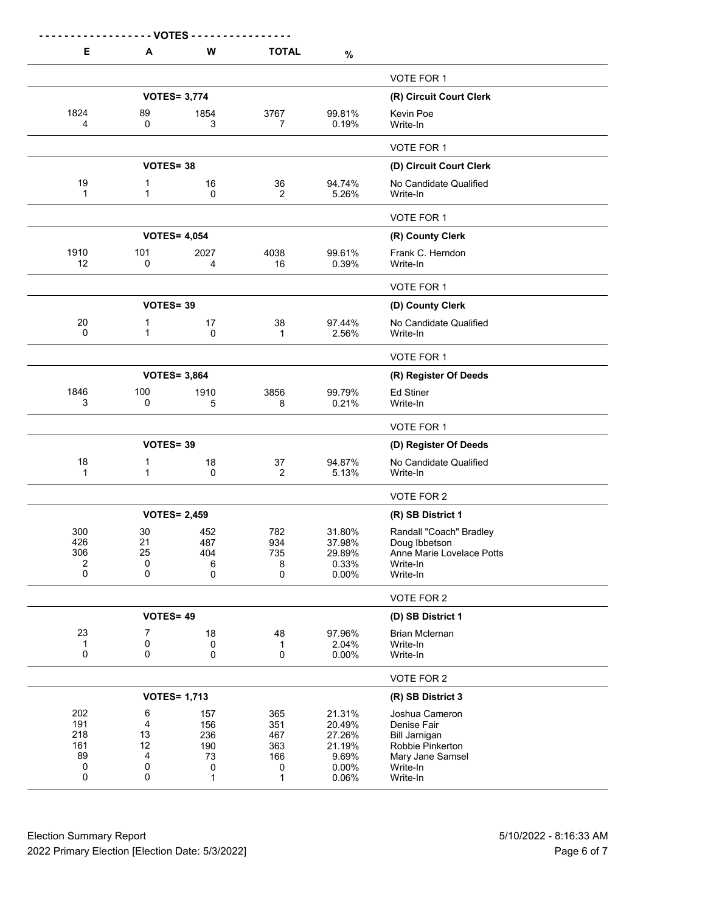| E | A | W | TOTAL | % | |
|---|---|---|---|---|---|
| | | | | | VOTE FOR 1 |
| | VOTES= 3,774 | | | | **(R) Circuit Court Clerk** |
| 1824 | 89 | 1854 | 3767 | 99.81% | Kevin Poe |
| 4 | 0 | 3 | 7 | 0.19% | Write-In |
| | | | | | VOTE FOR 1 |
| | VOTES= 38 | | | | **(D) Circuit Court Clerk** |
| 19 | 1 | 16 | 36 | 94.74% | No Candidate Qualified |
| 1 | 1 | 0 | 2 | 5.26% | Write-In |
| | | | | | VOTE FOR 1 |
| | VOTES= 4,054 | | | | **(R) County Clerk** |
| 1910 | 101 | 2027 | 4038 | 99.61% | Frank C. Herndon |
| 12 | 0 | 4 | 16 | 0.39% | Write-In |
| | | | | | VOTE FOR 1 |
| | VOTES= 39 | | | | **(D) County Clerk** |
| 20 | 1 | 17 | 38 | 97.44% | No Candidate Qualified |
| 0 | 1 | 0 | 1 | 2.56% | Write-In |
| | | | | | VOTE FOR 1 |
| | VOTES= 3,864 | | | | **(R) Register Of Deeds** |
| 1846 | 100 | 1910 | 3856 | 99.79% | Ed Stiner |
| 3 | 0 | 5 | 8 | 0.21% | Write-In |
| | | | | | VOTE FOR 1 |
| | VOTES= 39 | | | | **(D) Register Of Deeds** |
| 18 | 1 | 18 | 37 | 94.87% | No Candidate Qualified |
| 1 | 1 | 0 | 2 | 5.13% | Write-In |
| | | | | | VOTE FOR 2 |
| | VOTES= 2,459 | | | | **(R) SB District 1** |
| 300 | 30 | 452 | 782 | 31.80% | Randall "Coach" Bradley |
| 426 | 21 | 487 | 934 | 37.98% | Doug Ibbetson |
| 306 | 25 | 404 | 735 | 29.89% | Anne Marie Lovelace Potts |
| 2 | 0 | 6 | 8 | 0.33% | Write-In |
| 0 | 0 | 0 | 0 | 0.00% | Write-In |
| | | | | | VOTE FOR 2 |
| | VOTES= 49 | | | | **(D) SB District 1** |
| 23 | 7 | 18 | 48 | 97.96% | Brian Mclernan |
| 1 | 0 | 0 | 1 | 2.04% | Write-In |
| 0 | 0 | 0 | 0 | 0.00% | Write-In |
| | | | | | VOTE FOR 2 |
| | VOTES= 1,713 | | | | **(R) SB District 3** |
| 202 | 6 | 157 | 365 | 21.31% | Joshua Cameron |
| 191 | 4 | 156 | 351 | 20.49% | Denise Fair |
| 218 | 13 | 236 | 467 | 27.26% | Bill Jarnigan |
| 161 | 12 | 190 | 363 | 21.19% | Robbie Pinkerton |
| 89 | 4 | 73 | 166 | 9.69% | Mary Jane Samsel |
| 0 | 0 | 0 | 0 | 0.00% | Write-In |
| 0 | 0 | 1 | 1 | 0.06% | Write-In |

Election Summary Report
2022 Primary Election [Election Date: 5/3/2022]
5/10/2022 - 8:16:33 AM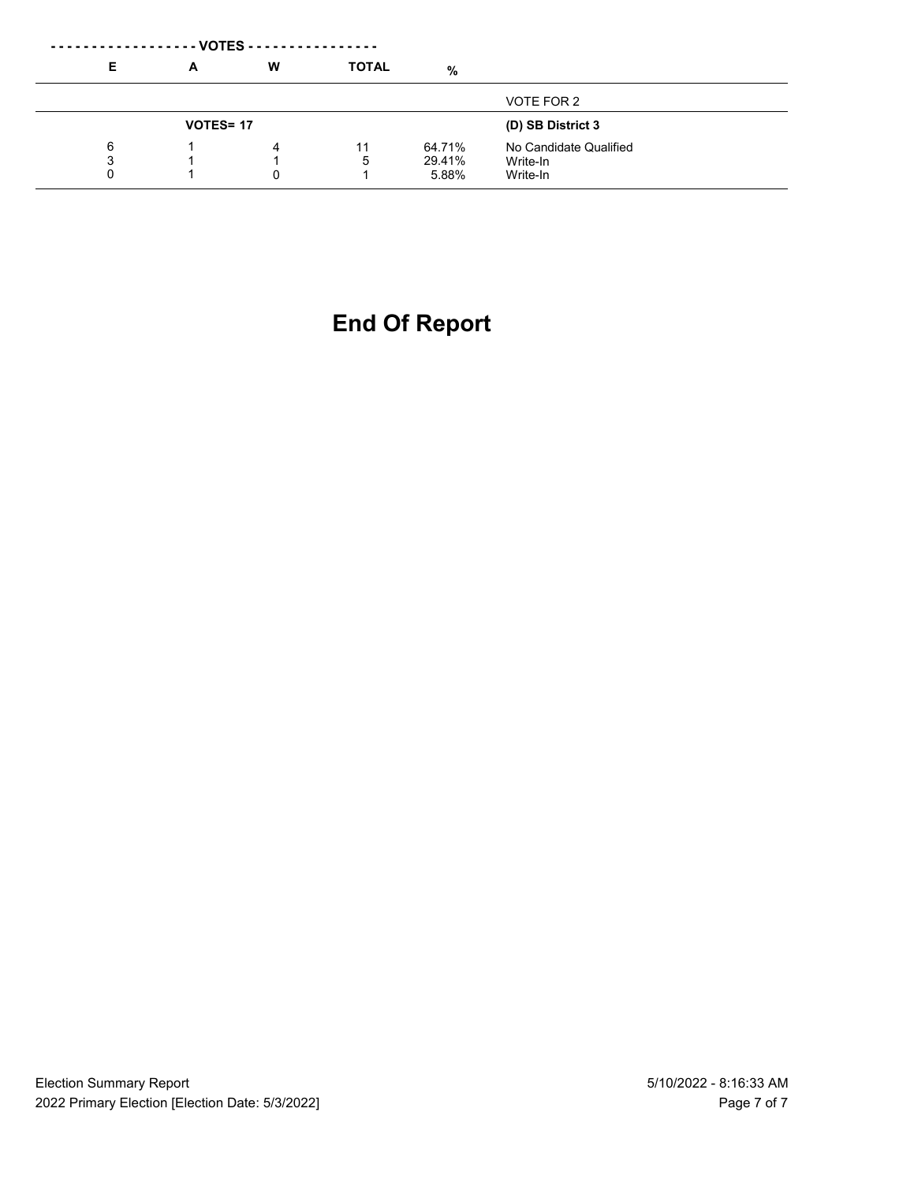| VOTES E | A | W | TOTAL | % | |
|---|---|---|---|---|---|
| | | | | | VOTE FOR 2 |
| | VOTES= 17 | | | | **(D) SB District 3** |
| 6 | 1 | 4 | 11 | 64.71% | No Candidate Qualified |
| 3 | 1 | 1 | 5 | 29.41% | Write-In |
| 0 | 1 | 0 | 1 | 5.88% | Write-In |

# End Of Report

Election Summary Report
2022 Primary Election [Election Date: 5/3/2022]

5/10/2022 - 8:16:33 AM